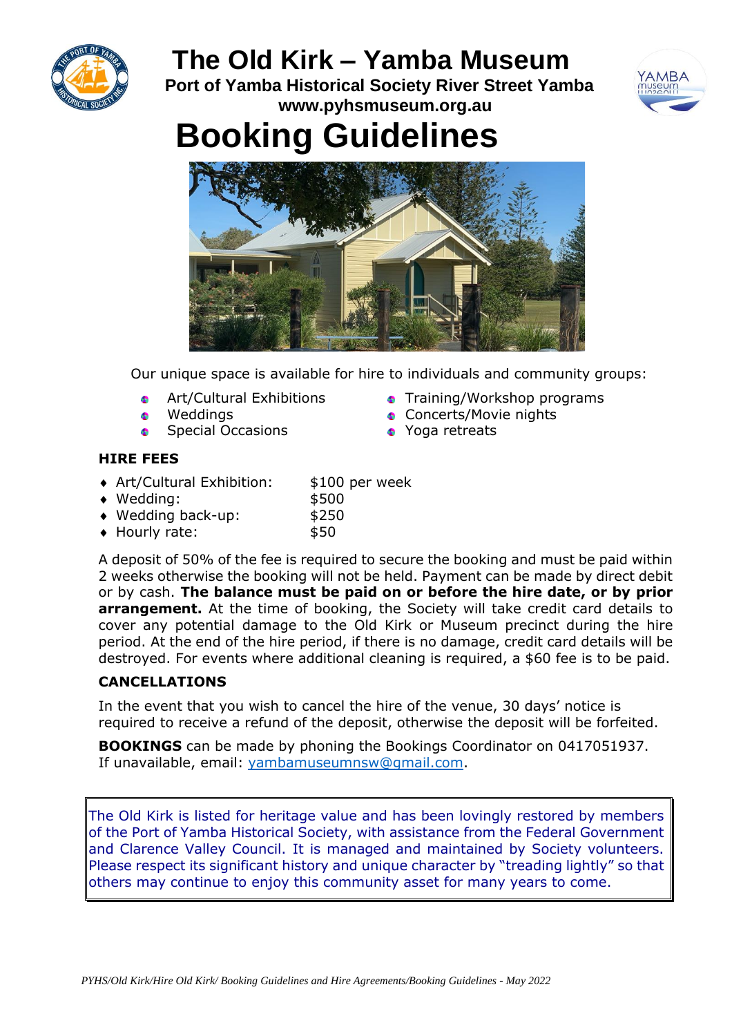# The Old Kirk – Yamba Museum

**Port of Yamba Historical Society River Street Yamba**
**www.pyhsmuseum.org.au**

# Booking Guidelines

Our unique space is available for hire to individuals and community groups:

- Art/Cultural Exhibitions
- Weddings
- Special Occasions
- Training/Workshop programs
- Concerts/Movie nights
- Yoga retreats

## HIRE FEES

| | |
|---|---|
| ♦ Art/Cultural Exhibition: | $100 per week |
| ♦ Wedding: | $500 |
| ♦ Wedding back-up: | $250 |
| ♦ Hourly rate: | $50 |

A deposit of 50% of the fee is required to secure the booking and must be paid within 2 weeks otherwise the booking will not be held. Payment can be made by direct debit or by cash. **The balance must be paid on or before the hire date, or by prior arrangement.** At the time of booking, the Society will take credit card details to cover any potential damage to the Old Kirk or Museum precinct during the hire period. At the end of the hire period, if there is no damage, credit card details will be destroyed. For events where additional cleaning is required, a $60 fee is to be paid.

## CANCELLATIONS

In the event that you wish to cancel the hire of the venue, 30 days' notice is required to receive a refund of the deposit, otherwise the deposit will be forfeited.

**BOOKINGS** can be made by phoning the Bookings Coordinator on 0417051937. If unavailable, email: yambamuseumnsw@gmail.com.

The Old Kirk is listed for heritage value and has been lovingly restored by members of the Port of Yamba Historical Society, with assistance from the Federal Government and Clarence Valley Council. It is managed and maintained by Society volunteers. Please respect its significant history and unique character by "treading lightly" so that others may continue to enjoy this community asset for many years to come.

*PYHS/Old Kirk/Hire Old Kirk/ Booking Guidelines and Hire Agreements/Booking Guidelines - May 2022*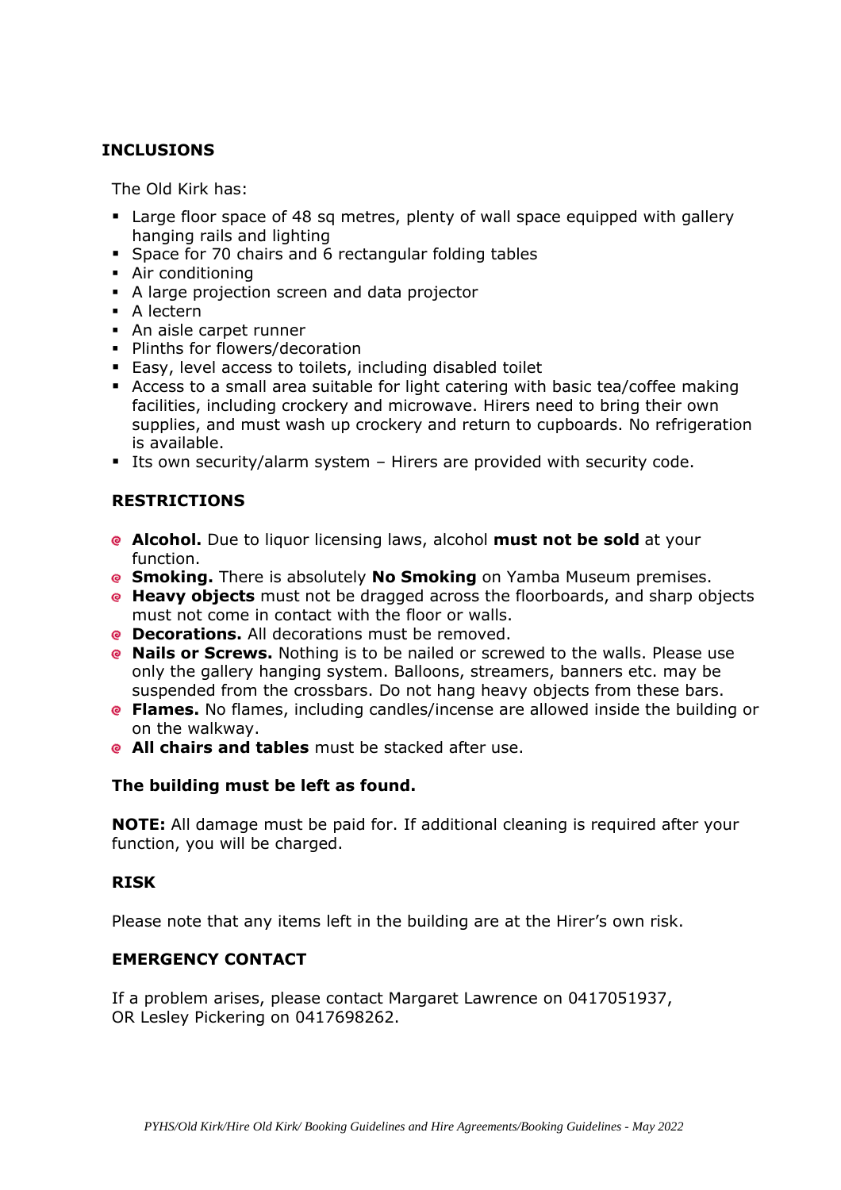## INCLUSIONS

The Old Kirk has:

- Large floor space of 48 sq metres, plenty of wall space equipped with gallery hanging rails and lighting
- Space for 70 chairs and 6 rectangular folding tables
- Air conditioning
- A large projection screen and data projector
- A lectern
- An aisle carpet runner
- Plinths for flowers/decoration
- Easy, level access to toilets, including disabled toilet
- Access to a small area suitable for light catering with basic tea/coffee making facilities, including crockery and microwave. Hirers need to bring their own supplies, and must wash up crockery and return to cupboards. No refrigeration is available.
- Its own security/alarm system – Hirers are provided with security code.

## RESTRICTIONS

- **Alcohol.** Due to liquor licensing laws, alcohol **must not be sold** at your function.
- **Smoking.** There is absolutely **No Smoking** on Yamba Museum premises.
- **Heavy objects** must not be dragged across the floorboards, and sharp objects must not come in contact with the floor or walls.
- **Decorations.** All decorations must be removed.
- **Nails or Screws.** Nothing is to be nailed or screwed to the walls. Please use only the gallery hanging system. Balloons, streamers, banners etc. may be suspended from the crossbars. Do not hang heavy objects from these bars.
- **Flames.** No flames, including candles/incense are allowed inside the building or on the walkway.
- **All chairs and tables** must be stacked after use.

**The building must be left as found.**

**NOTE:** All damage must be paid for. If additional cleaning is required after your function, you will be charged.

## RISK

Please note that any items left in the building are at the Hirer's own risk.

## EMERGENCY CONTACT

If a problem arises, please contact Margaret Lawrence on 0417051937, OR Lesley Pickering on 0417698262.